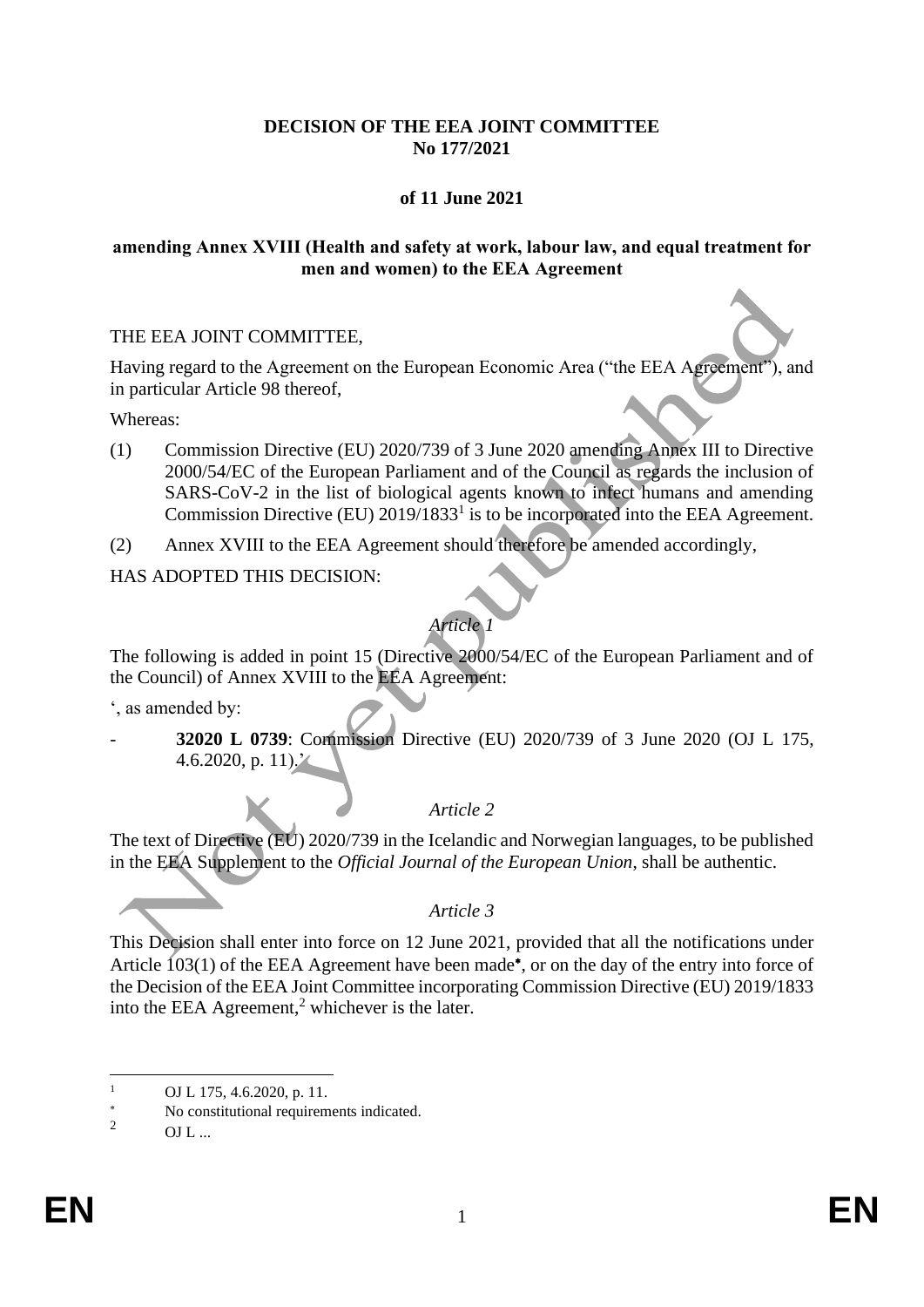**DECISION OF THE EEA JOINT COMMITTEE**
**No 177/2021**

**of 11 June 2021**

**amending Annex XVIII (Health and safety at work, labour law, and equal treatment for men and women) to the EEA Agreement**

THE EEA JOINT COMMITTEE,

Having regard to the Agreement on the European Economic Area ("the EEA Agreement"), and in particular Article 98 thereof,

Whereas:

(1) Commission Directive (EU) 2020/739 of 3 June 2020 amending Annex III to Directive 2000/54/EC of the European Parliament and of the Council as regards the inclusion of SARS-CoV-2 in the list of biological agents known to infect humans and amending Commission Directive (EU) 2019/1833[1] is to be incorporated into the EEA Agreement.

(2) Annex XVIII to the EEA Agreement should therefore be amended accordingly,

HAS ADOPTED THIS DECISION:

*Article 1*

The following is added in point 15 (Directive 2000/54/EC of the European Parliament and of the Council) of Annex XVIII to the EEA Agreement:

', as amended by:

- **32020 L 0739**: Commission Directive (EU) 2020/739 of 3 June 2020 (OJ L 175, 4.6.2020, p. 11).'

*Article 2*

The text of Directive (EU) 2020/739 in the Icelandic and Norwegian languages, to be published in the EEA Supplement to the *Official Journal of the European Union*, shall be authentic.

*Article 3*

This Decision shall enter into force on 12 June 2021, provided that all the notifications under Article 103(1) of the EEA Agreement have been made*, or on the day of the entry into force of the Decision of the EEA Joint Committee incorporating Commission Directive (EU) 2019/1833 into the EEA Agreement,[2] whichever is the later.

---

[1] OJ L 175, 4.6.2020, p. 11.

* No constitutional requirements indicated.

[2] OJ L ...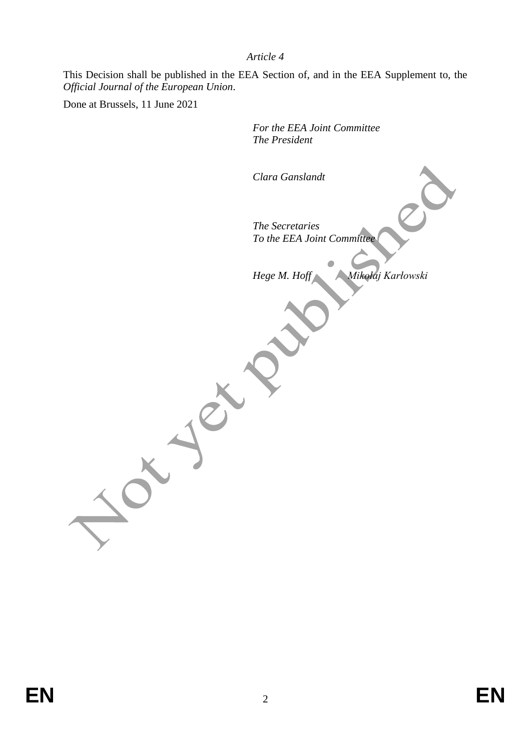*Article 4*

This Decision shall be published in the EEA Section of, and in the EEA Supplement to, the *Official Journal of the European Union*.

Done at Brussels, 11 June 2021

*For the EEA Joint Committee*
*The President*

*Clara Ganslandt*

*The Secretaries*
*To the EEA Joint Committee*

*Hege M. Hoff* *Mikołaj Karłowski*

Not yet published